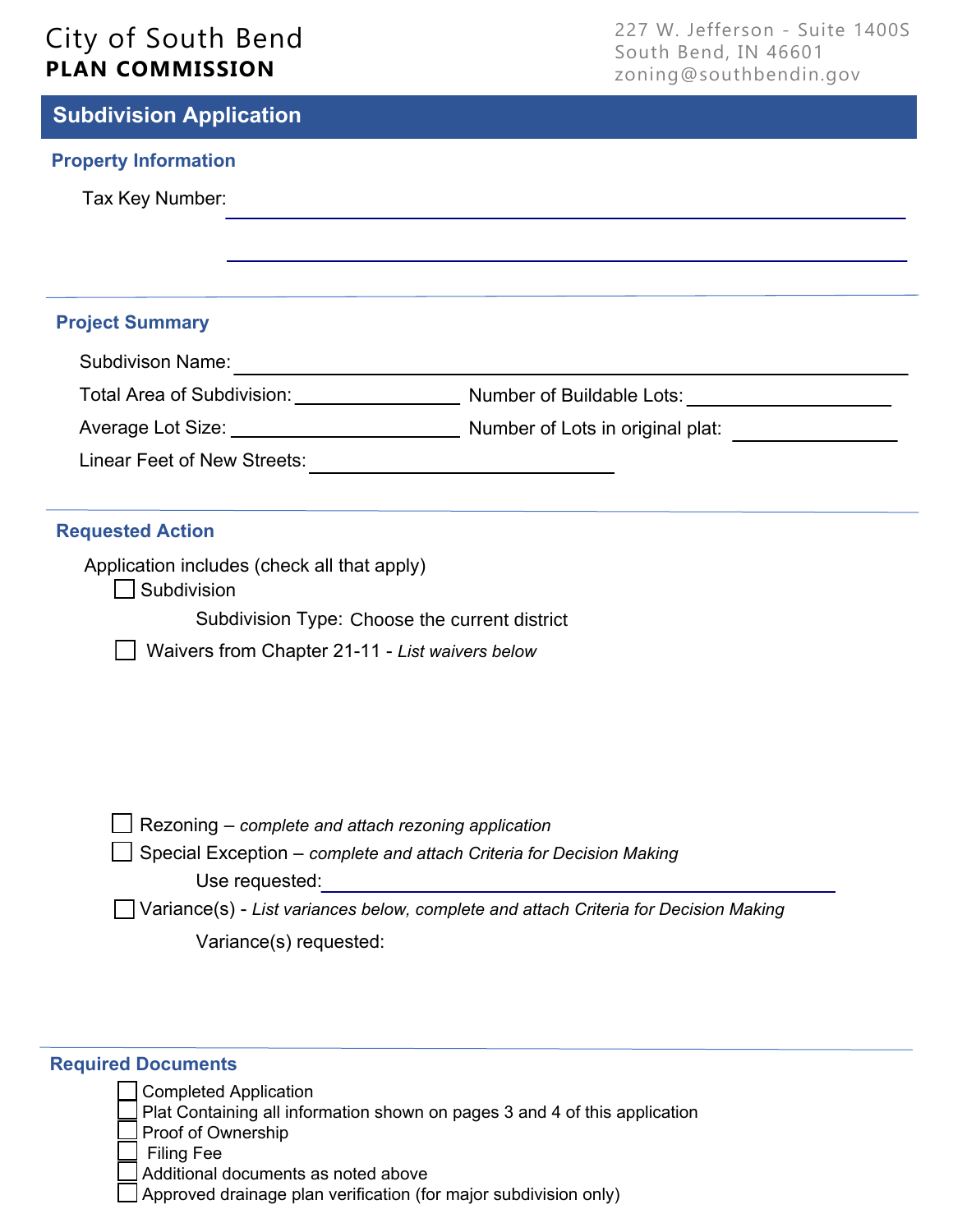City of South Bend
**PLAN COMMISSION**

227 W. Jefferson - Suite 1400S
South Bend, IN 46601
zoning@southbendin.gov

# Subdivision Application

## Property Information

Tax Key Number: ______________________________________________

______________________________________________

## Project Summary

Subdivison Name: ______________________________________________

Total Area of Subdivision: ________________ Number of Buildable Lots: ____________________

Average Lot Size: ______________________ Number of Lots in original plat: ________________

Linear Feet of New Streets: ______________________________

## Requested Action

Application includes (check all that apply)

- ☐ Subdivision
  - Subdivision Type: Choose the current district
- ☐ Waivers from Chapter 21-11 - *List waivers below*
- ☐ Rezoning – *complete and attach rezoning application*
- ☐ Special Exception – *complete and attach Criteria for Decision Making*
  - Use requested: ______________________________________________
- ☐ Variance(s) - *List variances below, complete and attach Criteria for Decision Making*
  - Variance(s) requested:

## Required Documents

- ☐ Completed Application
- ☐ Plat Containing all information shown on pages 3 and 4 of this application
- ☐ Proof of Ownership
- ☐ Filing Fee
- ☐ Additional documents as noted above
- ☐ Approved drainage plan verification (for major subdivision only)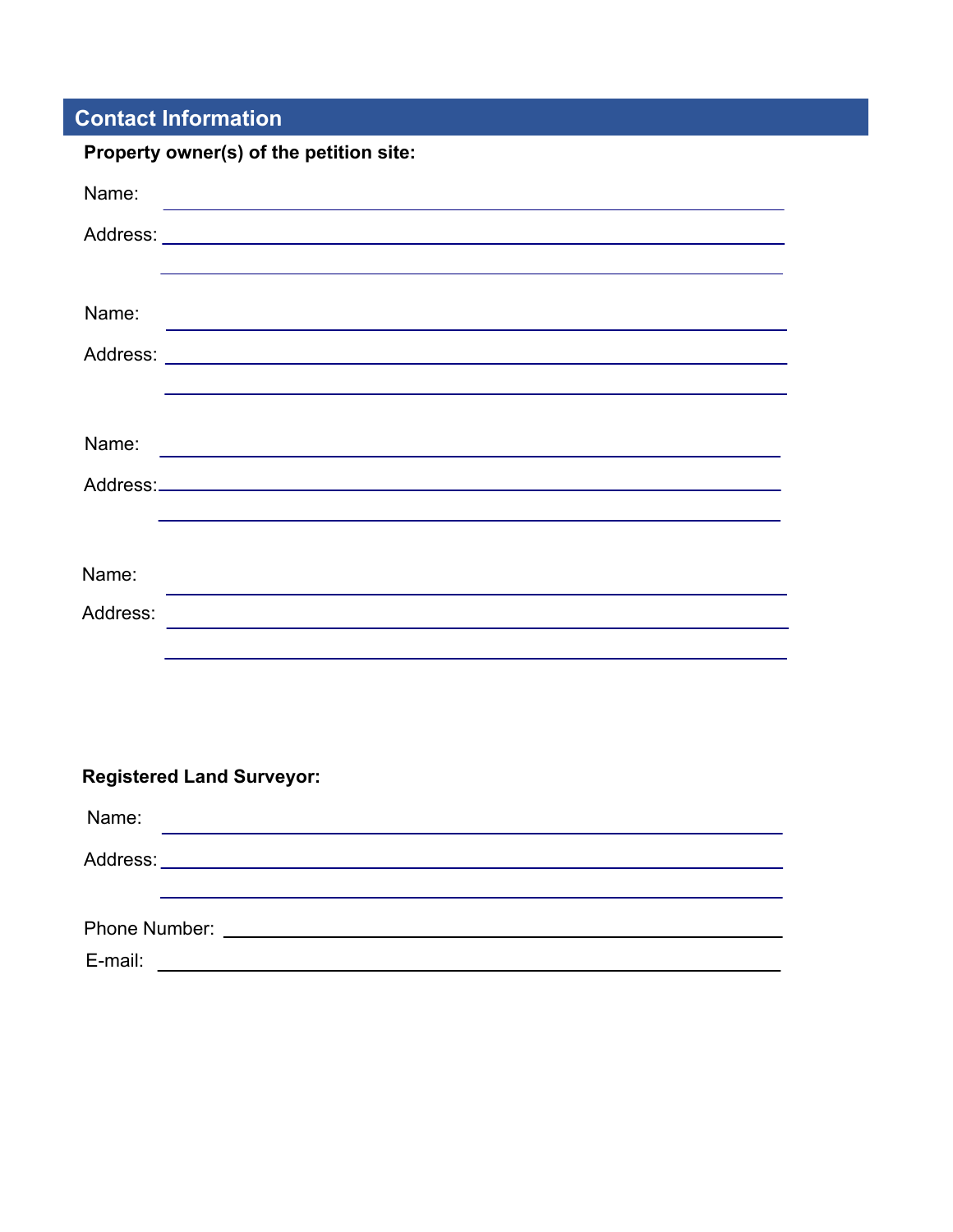## Contact Information

**Property owner(s) of the petition site:**

Name: ______________________________________________

Address: ______________________________________________

______________________________________________

Name: ______________________________________________

Address: ______________________________________________

______________________________________________

Name: ______________________________________________

Address: ______________________________________________

______________________________________________

Name: ______________________________________________

Address: ______________________________________________

______________________________________________

**Registered Land Surveyor:**

Name: ______________________________________________

Address: ______________________________________________

______________________________________________

Phone Number: ______________________________________________

E-mail: ______________________________________________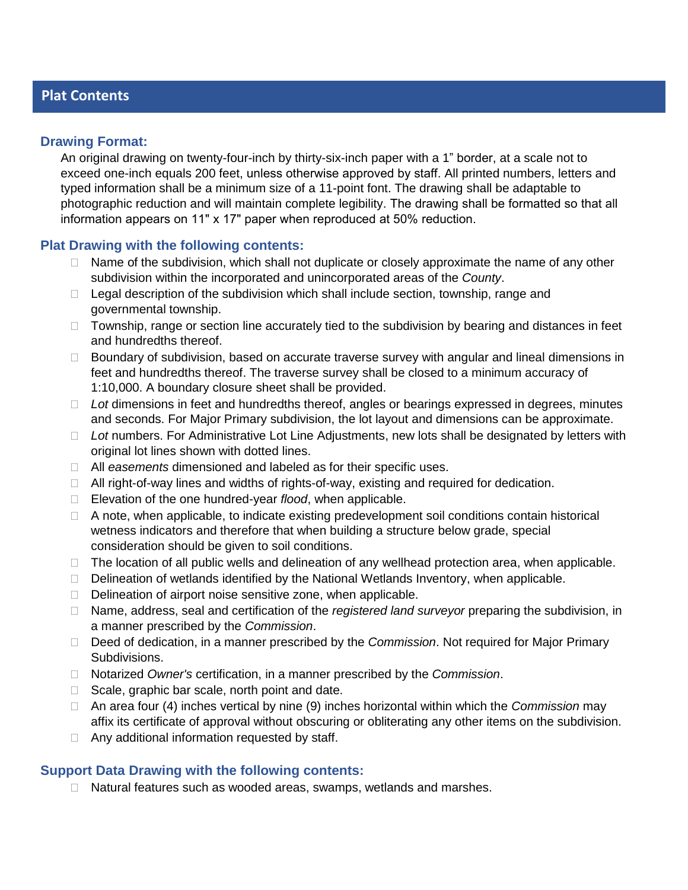## Plat Contents

### Drawing Format:

An original drawing on twenty-four-inch by thirty-six-inch paper with a 1" border, at a scale not to exceed one-inch equals 200 feet, unless otherwise approved by staff. All printed numbers, letters and typed information shall be a minimum size of a 11-point font. The drawing shall be adaptable to photographic reduction and will maintain complete legibility. The drawing shall be formatted so that all information appears on 11" x 17" paper when reproduced at 50% reduction.

### Plat Drawing with the following contents:

- Name of the subdivision, which shall not duplicate or closely approximate the name of any other subdivision within the incorporated and unincorporated areas of the *County*.
- Legal description of the subdivision which shall include section, township, range and governmental township.
- Township, range or section line accurately tied to the subdivision by bearing and distances in feet and hundredths thereof.
- Boundary of subdivision, based on accurate traverse survey with angular and lineal dimensions in feet and hundredths thereof. The traverse survey shall be closed to a minimum accuracy of 1:10,000. A boundary closure sheet shall be provided.
- *Lot* dimensions in feet and hundredths thereof, angles or bearings expressed in degrees, minutes and seconds. For Major Primary subdivision, the lot layout and dimensions can be approximate.
- *Lot* numbers. For Administrative Lot Line Adjustments, new lots shall be designated by letters with original lot lines shown with dotted lines.
- All *easements* dimensioned and labeled as for their specific uses.
- All right-of-way lines and widths of rights-of-way, existing and required for dedication.
- Elevation of the one hundred-year *flood*, when applicable.
- A note, when applicable, to indicate existing predevelopment soil conditions contain historical wetness indicators and therefore that when building a structure below grade, special consideration should be given to soil conditions.
- The location of all public wells and delineation of any wellhead protection area, when applicable.
- Delineation of wetlands identified by the National Wetlands Inventory, when applicable.
- Delineation of airport noise sensitive zone, when applicable.
- Name, address, seal and certification of the *registered land surveyor* preparing the subdivision, in a manner prescribed by the *Commission*.
- Deed of dedication, in a manner prescribed by the *Commission*. Not required for Major Primary Subdivisions.
- Notarized *Owner's* certification, in a manner prescribed by the *Commission*.
- Scale, graphic bar scale, north point and date.
- An area four (4) inches vertical by nine (9) inches horizontal within which the *Commission* may affix its certificate of approval without obscuring or obliterating any other items on the subdivision.
- Any additional information requested by staff.

### Support Data Drawing with the following contents:

- Natural features such as wooded areas, swamps, wetlands and marshes.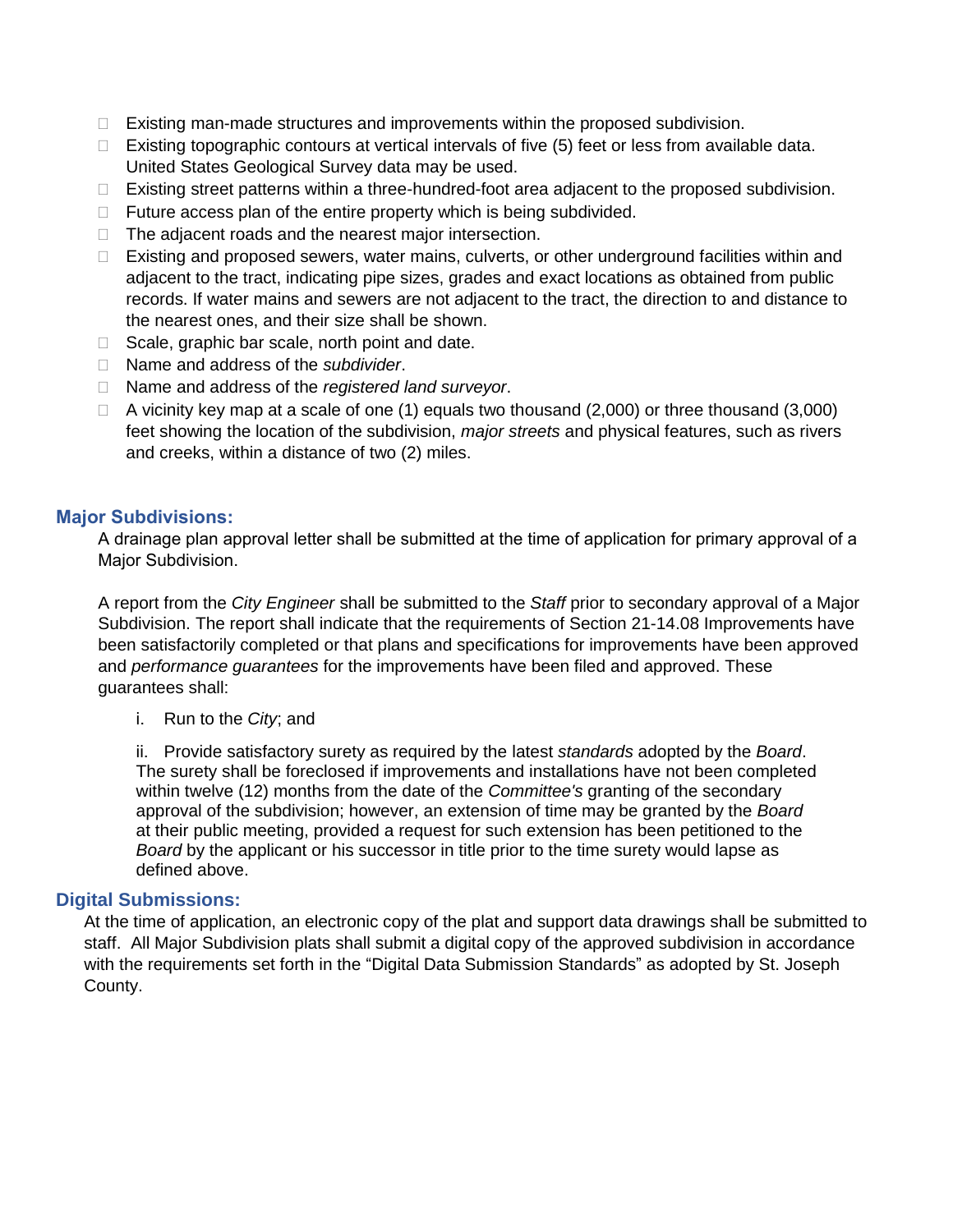- Existing man-made structures and improvements within the proposed subdivision.
- Existing topographic contours at vertical intervals of five (5) feet or less from available data. United States Geological Survey data may be used.
- Existing street patterns within a three-hundred-foot area adjacent to the proposed subdivision.
- Future access plan of the entire property which is being subdivided.
- The adjacent roads and the nearest major intersection.
- Existing and proposed sewers, water mains, culverts, or other underground facilities within and adjacent to the tract, indicating pipe sizes, grades and exact locations as obtained from public records. If water mains and sewers are not adjacent to the tract, the direction to and distance to the nearest ones, and their size shall be shown.
- Scale, graphic bar scale, north point and date.
- Name and address of the *subdivider*.
- Name and address of the *registered land surveyor*.
- A vicinity key map at a scale of one (1) equals two thousand (2,000) or three thousand (3,000) feet showing the location of the subdivision, *major streets* and physical features, such as rivers and creeks, within a distance of two (2) miles.

### Major Subdivisions:

A drainage plan approval letter shall be submitted at the time of application for primary approval of a Major Subdivision.

A report from the *City Engineer* shall be submitted to the *Staff* prior to secondary approval of a Major Subdivision. The report shall indicate that the requirements of Section 21-14.08 Improvements have been satisfactorily completed or that plans and specifications for improvements have been approved and *performance guarantees* for the improvements have been filed and approved. These guarantees shall:

i. Run to the *City*; and

ii. Provide satisfactory surety as required by the latest *standards* adopted by the *Board*. The surety shall be foreclosed if improvements and installations have not been completed within twelve (12) months from the date of the *Committee's* granting of the secondary approval of the subdivision; however, an extension of time may be granted by the *Board* at their public meeting, provided a request for such extension has been petitioned to the *Board* by the applicant or his successor in title prior to the time surety would lapse as defined above.

### Digital Submissions:

At the time of application, an electronic copy of the plat and support data drawings shall be submitted to staff. All Major Subdivision plats shall submit a digital copy of the approved subdivision in accordance with the requirements set forth in the "Digital Data Submission Standards" as adopted by St. Joseph County.